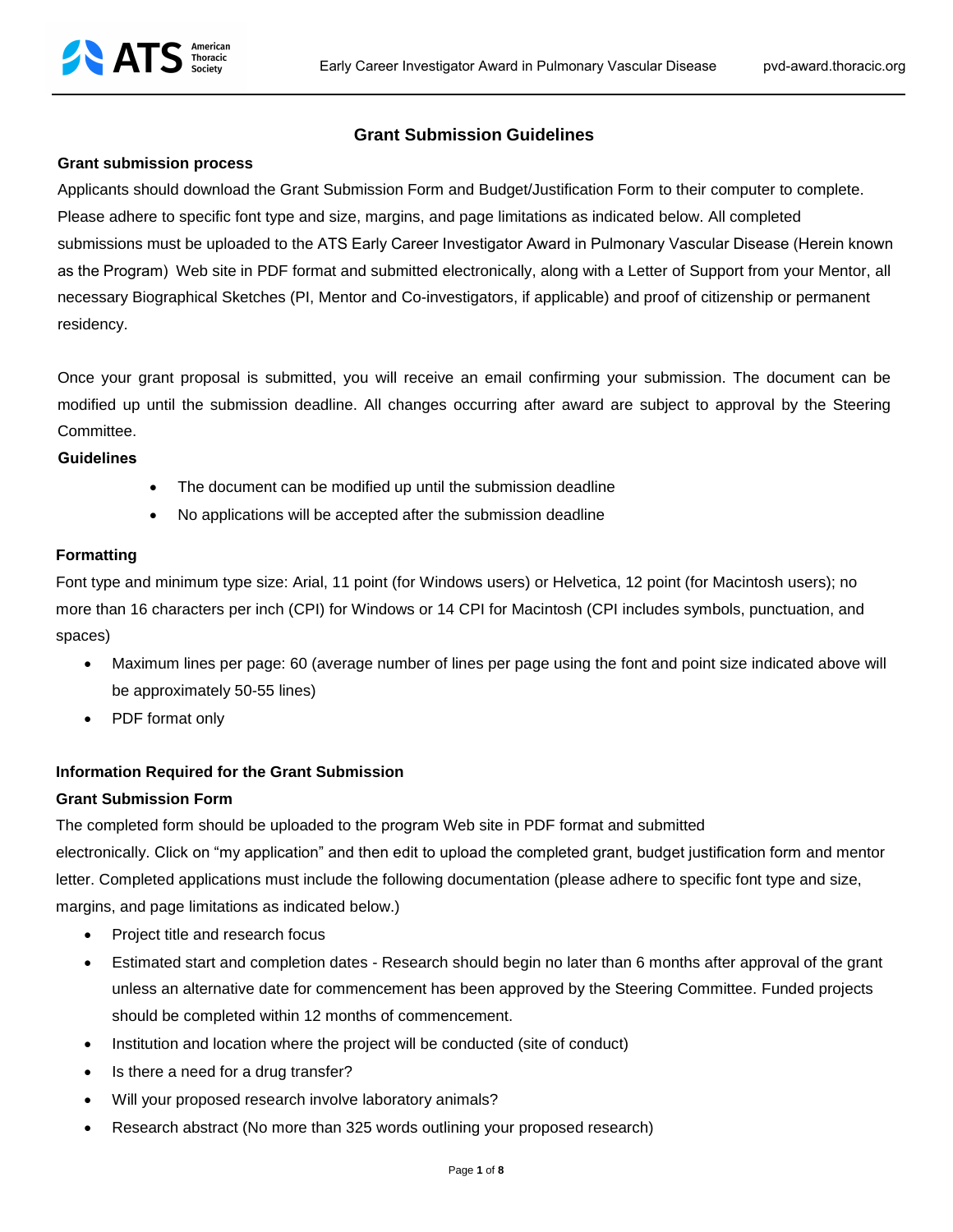# Grant Submission Guidelines

## Grant submission process

Applicants should download the Grant Submission Form and Budget/Justification Form to their computer to complete. Please adhere to specific font type and size, margins, and page limitations as indicated below. All completed submissions must be uploaded to the ATS Early Career Investigator Award in Pulmonary Vascular Disease (Herein known as the Program) Web site in PDF format and submitted electronically, along with a Letter of Support from your Mentor, all necessary Biographical Sketches (PI, Mentor and Co-investigators, if applicable) and proof of citizenship or permanent residency.

Once your grant proposal is submitted, you will receive an email confirming your submission. The document can be modified up until the submission deadline. All changes occurring after award are subject to approval by the Steering Committee.

## Guidelines

- The document can be modified up until the submission deadline
- No applications will be accepted after the submission deadline

## Formatting

Font type and minimum type size: Arial, 11 point (for Windows users) or Helvetica, 12 point (for Macintosh users); no more than 16 characters per inch (CPI) for Windows or 14 CPI for Macintosh (CPI includes symbols, punctuation, and spaces)

- Maximum lines per page: 60 (average number of lines per page using the font and point size indicated above will be approximately 50-55 lines)
- PDF format only

## Information Required for the Grant Submission

### Grant Submission Form

The completed form should be uploaded to the program Web site in PDF format and submitted electronically. Click on "my application" and then edit to upload the completed grant, budget justification form and mentor letter. Completed applications must include the following documentation (please adhere to specific font type and size, margins, and page limitations as indicated below.)

- Project title and research focus
- Estimated start and completion dates - Research should begin no later than 6 months after approval of the grant unless an alternative date for commencement has been approved by the Steering Committee. Funded projects should be completed within 12 months of commencement.
- Institution and location where the project will be conducted (site of conduct)
- Is there a need for a drug transfer?
- Will your proposed research involve laboratory animals?
- Research abstract (No more than 325 words outlining your proposed research)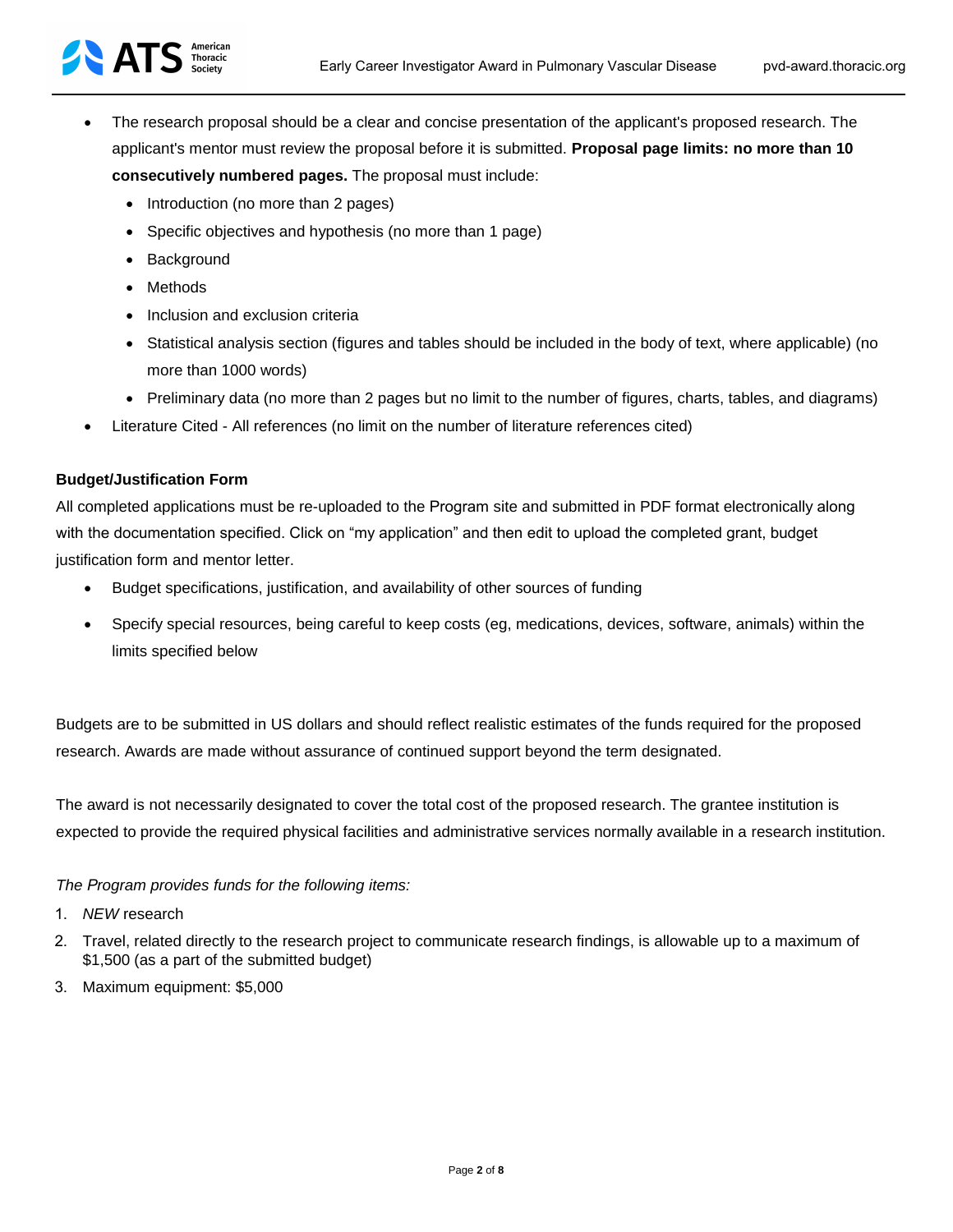- The research proposal should be a clear and concise presentation of the applicant's proposed research. The applicant's mentor must review the proposal before it is submitted. **Proposal page limits: no more than 10 consecutively numbered pages.** The proposal must include:
    - Introduction (no more than 2 pages)
    - Specific objectives and hypothesis (no more than 1 page)
    - Background
    - Methods
    - Inclusion and exclusion criteria
    - Statistical analysis section (figures and tables should be included in the body of text, where applicable) (no more than 1000 words)
    - Preliminary data (no more than 2 pages but no limit to the number of figures, charts, tables, and diagrams)
- Literature Cited - All references (no limit on the number of literature references cited)

**Budget/Justification Form**

All completed applications must be re-uploaded to the Program site and submitted in PDF format electronically along with the documentation specified. Click on "my application" and then edit to upload the completed grant, budget justification form and mentor letter.

- Budget specifications, justification, and availability of other sources of funding
- Specify special resources, being careful to keep costs (eg, medications, devices, software, animals) within the limits specified below

Budgets are to be submitted in US dollars and should reflect realistic estimates of the funds required for the proposed research. Awards are made without assurance of continued support beyond the term designated.

The award is not necessarily designated to cover the total cost of the proposed research. The grantee institution is expected to provide the required physical facilities and administrative services normally available in a research institution.

*The Program provides funds for the following items:*

1. *NEW* research
2. Travel, related directly to the research project to communicate research findings, is allowable up to a maximum of $1,500 (as a part of the submitted budget)
3. Maximum equipment: $5,000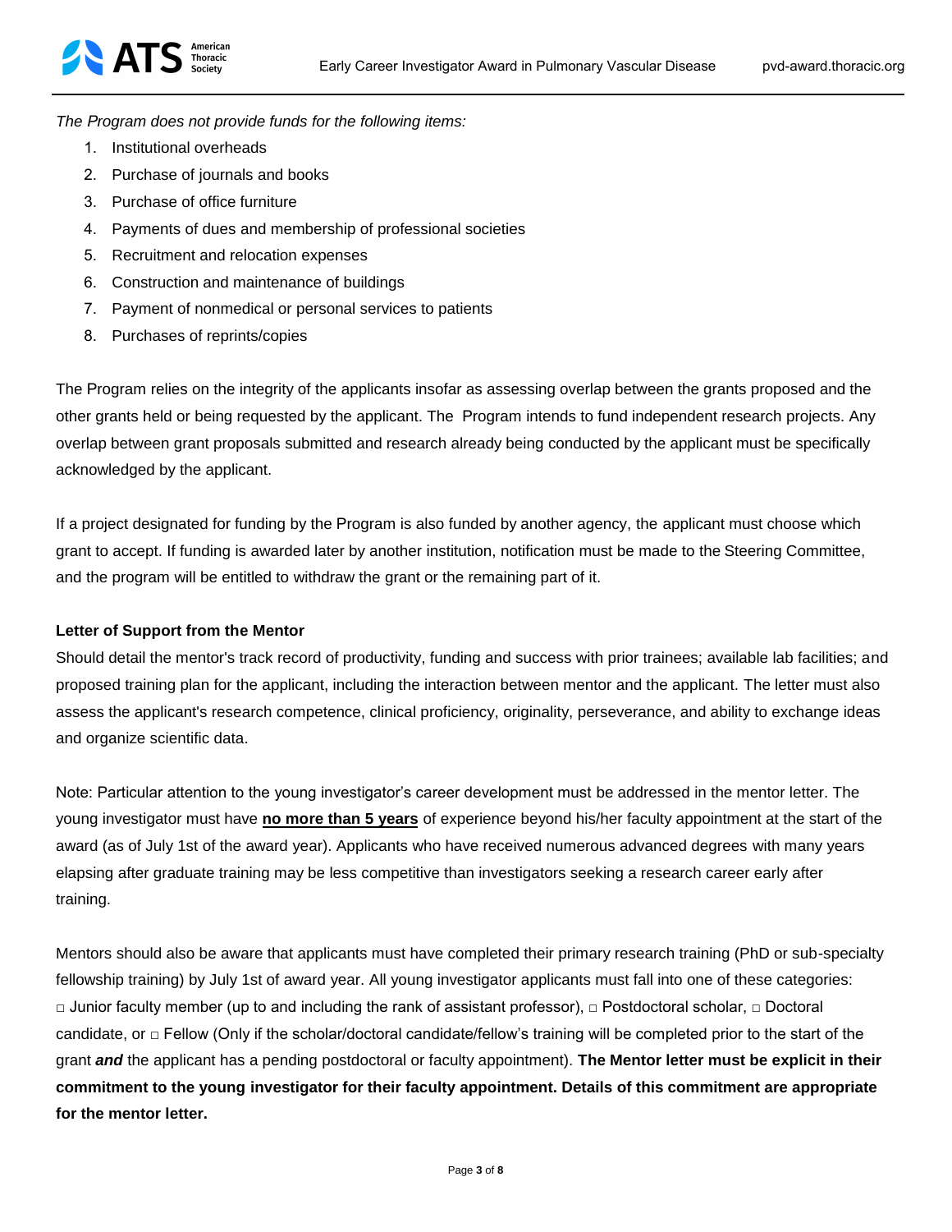*The Program does not provide funds for the following items:*

1. Institutional overheads
2. Purchase of journals and books
3. Purchase of office furniture
4. Payments of dues and membership of professional societies
5. Recruitment and relocation expenses
6. Construction and maintenance of buildings
7. Payment of nonmedical or personal services to patients
8. Purchases of reprints/copies

The Program relies on the integrity of the applicants insofar as assessing overlap between the grants proposed and the other grants held or being requested by the applicant. The Program intends to fund independent research projects. Any overlap between grant proposals submitted and research already being conducted by the applicant must be specifically acknowledged by the applicant.

If a project designated for funding by the Program is also funded by another agency, the applicant must choose which grant to accept. If funding is awarded later by another institution, notification must be made to the Steering Committee, and the program will be entitled to withdraw the grant or the remaining part of it.

**Letter of Support from the Mentor**

Should detail the mentor's track record of productivity, funding and success with prior trainees; available lab facilities; and proposed training plan for the applicant, including the interaction between mentor and the applicant. The letter must also assess the applicant's research competence, clinical proficiency, originality, perseverance, and ability to exchange ideas and organize scientific data.

Note: Particular attention to the young investigator's career development must be addressed in the mentor letter. The young investigator must have **<u>no more than 5 years</u>** of experience beyond his/her faculty appointment at the start of the award (as of July 1st of the award year). Applicants who have received numerous advanced degrees with many years elapsing after graduate training may be less competitive than investigators seeking a research career early after training.

Mentors should also be aware that applicants must have completed their primary research training (PhD or sub-specialty fellowship training) by July 1st of award year. All young investigator applicants must fall into one of these categories: □ Junior faculty member (up to and including the rank of assistant professor), □ Postdoctoral scholar, □ Doctoral candidate, or □ Fellow (Only if the scholar/doctoral candidate/fellow's training will be completed prior to the start of the grant ***and*** the applicant has a pending postdoctoral or faculty appointment). **The Mentor letter must be explicit in their commitment to the young investigator for their faculty appointment. Details of this commitment are appropriate for the mentor letter.**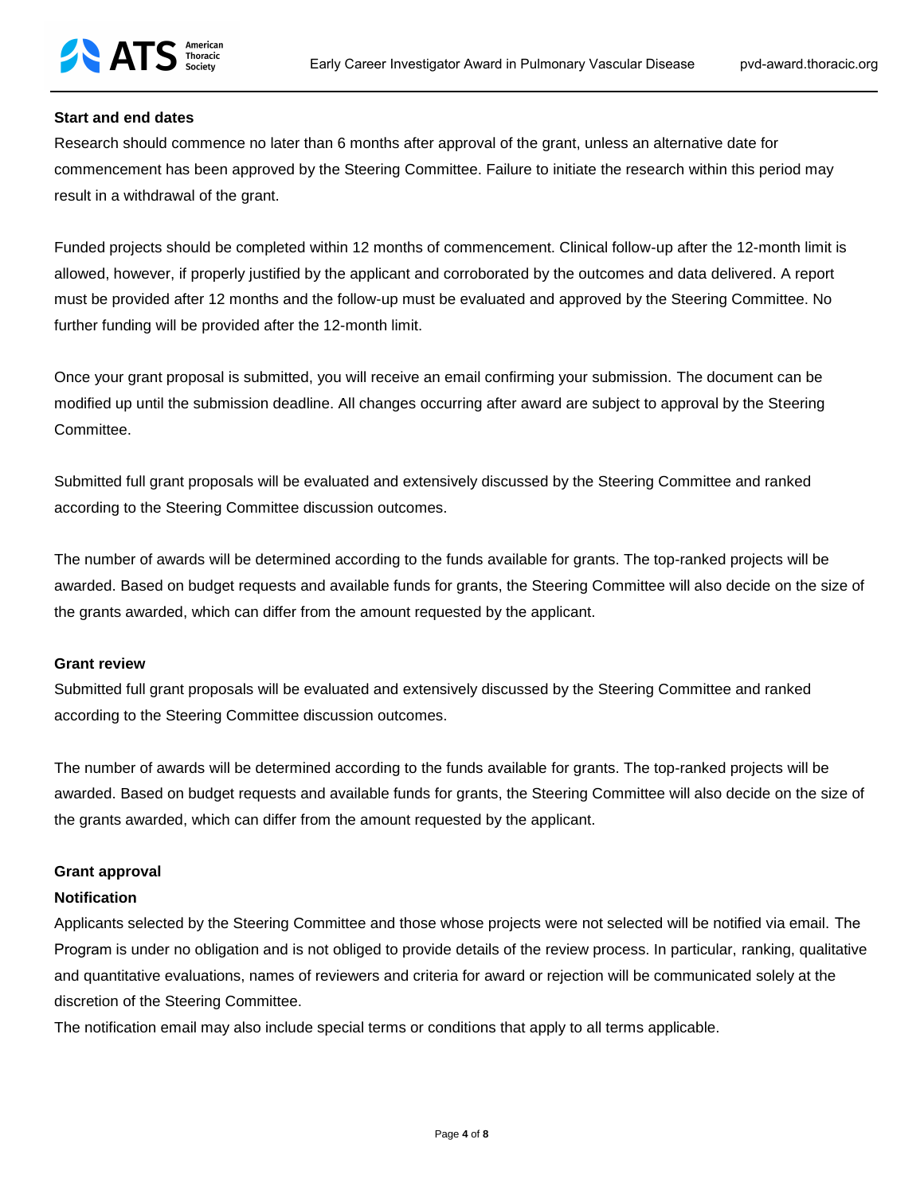**Start and end dates**

Research should commence no later than 6 months after approval of the grant, unless an alternative date for commencement has been approved by the Steering Committee. Failure to initiate the research within this period may result in a withdrawal of the grant.

Funded projects should be completed within 12 months of commencement. Clinical follow-up after the 12-month limit is allowed, however, if properly justified by the applicant and corroborated by the outcomes and data delivered. A report must be provided after 12 months and the follow-up must be evaluated and approved by the Steering Committee. No further funding will be provided after the 12-month limit.

Once your grant proposal is submitted, you will receive an email confirming your submission. The document can be modified up until the submission deadline. All changes occurring after award are subject to approval by the Steering Committee.

Submitted full grant proposals will be evaluated and extensively discussed by the Steering Committee and ranked according to the Steering Committee discussion outcomes.

The number of awards will be determined according to the funds available for grants. The top-ranked projects will be awarded. Based on budget requests and available funds for grants, the Steering Committee will also decide on the size of the grants awarded, which can differ from the amount requested by the applicant.

**Grant review**

Submitted full grant proposals will be evaluated and extensively discussed by the Steering Committee and ranked according to the Steering Committee discussion outcomes.

The number of awards will be determined according to the funds available for grants. The top-ranked projects will be awarded. Based on budget requests and available funds for grants, the Steering Committee will also decide on the size of the grants awarded, which can differ from the amount requested by the applicant.

**Grant approval**

**Notification**

Applicants selected by the Steering Committee and those whose projects were not selected will be notified via email. The Program is under no obligation and is not obliged to provide details of the review process. In particular, ranking, qualitative and quantitative evaluations, names of reviewers and criteria for award or rejection will be communicated solely at the discretion of the Steering Committee.

The notification email may also include special terms or conditions that apply to all terms applicable.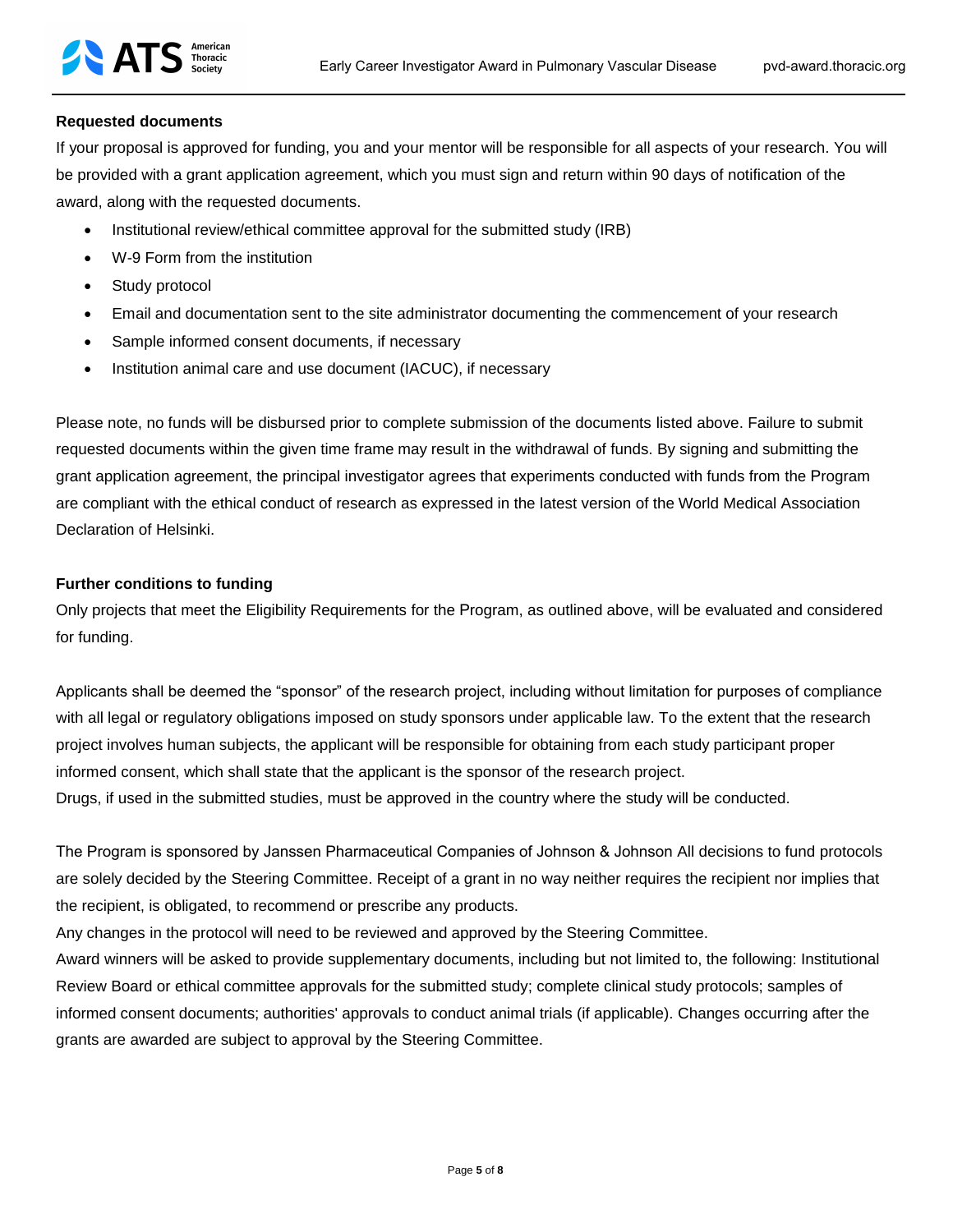**Requested documents**

If your proposal is approved for funding, you and your mentor will be responsible for all aspects of your research. You will be provided with a grant application agreement, which you must sign and return within 90 days of notification of the award, along with the requested documents.

- Institutional review/ethical committee approval for the submitted study (IRB)
- W-9 Form from the institution
- Study protocol
- Email and documentation sent to the site administrator documenting the commencement of your research
- Sample informed consent documents, if necessary
- Institution animal care and use document (IACUC), if necessary

Please note, no funds will be disbursed prior to complete submission of the documents listed above. Failure to submit requested documents within the given time frame may result in the withdrawal of funds. By signing and submitting the grant application agreement, the principal investigator agrees that experiments conducted with funds from the Program are compliant with the ethical conduct of research as expressed in the latest version of the World Medical Association Declaration of Helsinki.

**Further conditions to funding**

Only projects that meet the Eligibility Requirements for the Program, as outlined above, will be evaluated and considered for funding.

Applicants shall be deemed the “sponsor” of the research project, including without limitation for purposes of compliance with all legal or regulatory obligations imposed on study sponsors under applicable law. To the extent that the research project involves human subjects, the applicant will be responsible for obtaining from each study participant proper informed consent, which shall state that the applicant is the sponsor of the research project.
Drugs, if used in the submitted studies, must be approved in the country where the study will be conducted.

The Program is sponsored by Janssen Pharmaceutical Companies of Johnson & Johnson All decisions to fund protocols are solely decided by the Steering Committee. Receipt of a grant in no way neither requires the recipient nor implies that the recipient, is obligated, to recommend or prescribe any products.
Any changes in the protocol will need to be reviewed and approved by the Steering Committee.
Award winners will be asked to provide supplementary documents, including but not limited to, the following: Institutional Review Board or ethical committee approvals for the submitted study; complete clinical study protocols; samples of informed consent documents; authorities' approvals to conduct animal trials (if applicable). Changes occurring after the grants are awarded are subject to approval by the Steering Committee.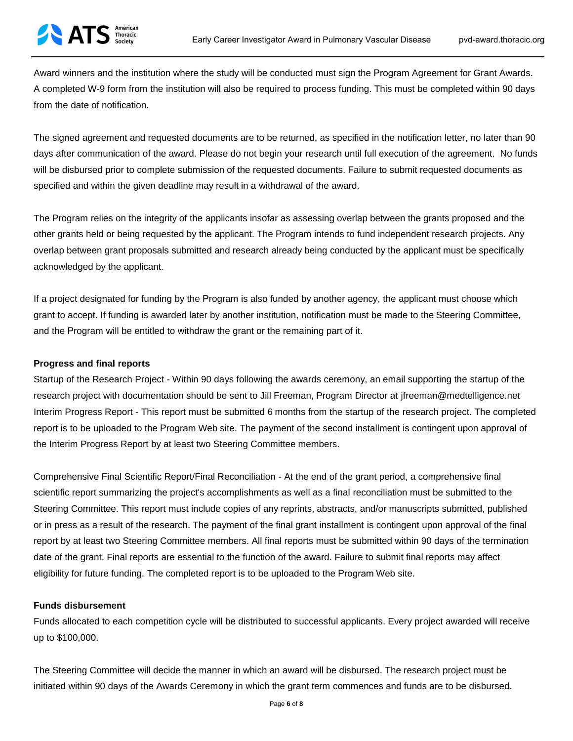Award winners and the institution where the study will be conducted must sign the Program Agreement for Grant Awards. A completed W-9 form from the institution will also be required to process funding. This must be completed within 90 days from the date of notification.

The signed agreement and requested documents are to be returned, as specified in the notification letter, no later than 90 days after communication of the award. Please do not begin your research until full execution of the agreement. No funds will be disbursed prior to complete submission of the requested documents. Failure to submit requested documents as specified and within the given deadline may result in a withdrawal of the award.

The Program relies on the integrity of the applicants insofar as assessing overlap between the grants proposed and the other grants held or being requested by the applicant. The Program intends to fund independent research projects. Any overlap between grant proposals submitted and research already being conducted by the applicant must be specifically acknowledged by the applicant.

If a project designated for funding by the Program is also funded by another agency, the applicant must choose which grant to accept. If funding is awarded later by another institution, notification must be made to the Steering Committee, and the Program will be entitled to withdraw the grant or the remaining part of it.

**Progress and final reports**

Startup of the Research Project - Within 90 days following the awards ceremony, an email supporting the startup of the research project with documentation should be sent to Jill Freeman, Program Director at jfreeman@medtelligence.net
Interim Progress Report - This report must be submitted 6 months from the startup of the research project. The completed report is to be uploaded to the Program Web site. The payment of the second installment is contingent upon approval of the Interim Progress Report by at least two Steering Committee members.

Comprehensive Final Scientific Report/Final Reconciliation - At the end of the grant period, a comprehensive final scientific report summarizing the project's accomplishments as well as a final reconciliation must be submitted to the Steering Committee. This report must include copies of any reprints, abstracts, and/or manuscripts submitted, published or in press as a result of the research. The payment of the final grant installment is contingent upon approval of the final report by at least two Steering Committee members. All final reports must be submitted within 90 days of the termination date of the grant. Final reports are essential to the function of the award. Failure to submit final reports may affect eligibility for future funding. The completed report is to be uploaded to the Program Web site.

**Funds disbursement**

Funds allocated to each competition cycle will be distributed to successful applicants. Every project awarded will receive up to $100,000.

The Steering Committee will decide the manner in which an award will be disbursed. The research project must be initiated within 90 days of the Awards Ceremony in which the grant term commences and funds are to be disbursed.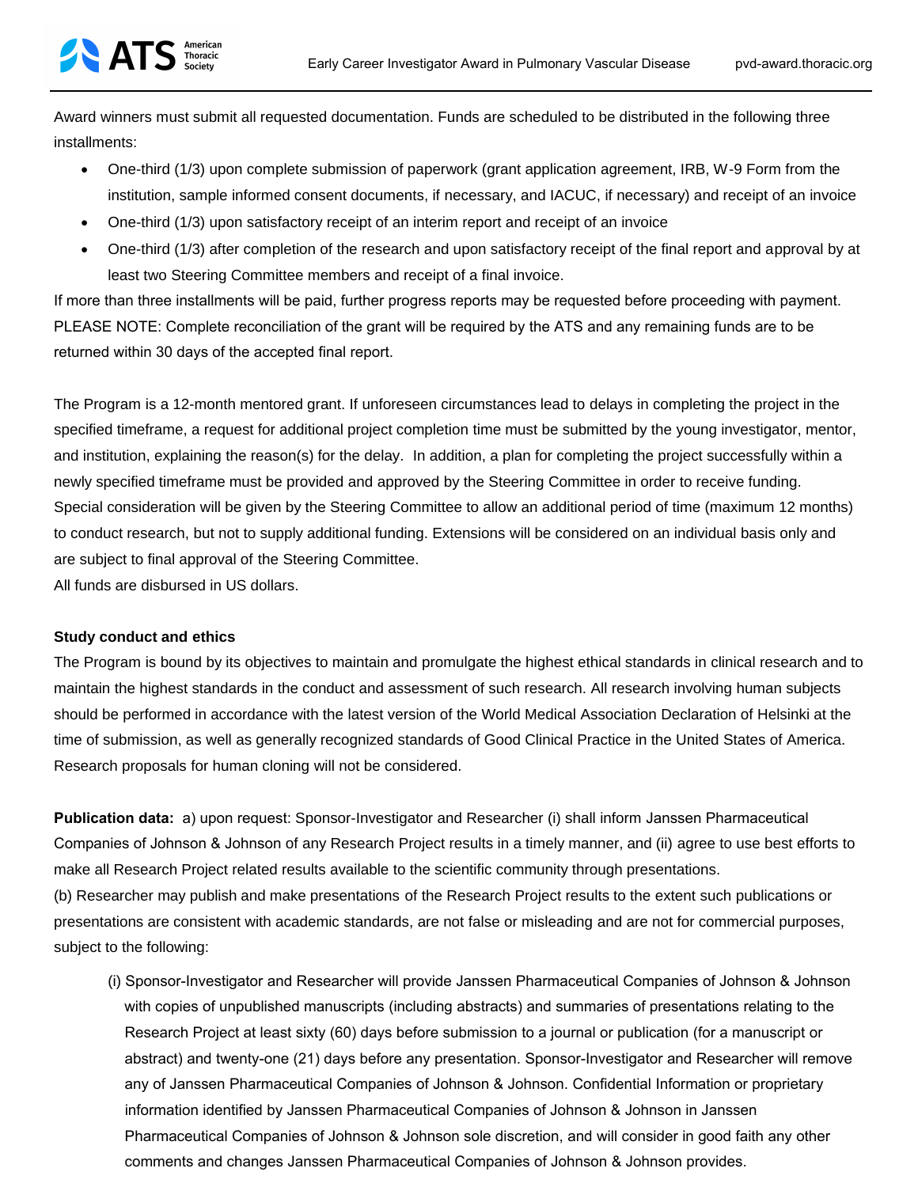Award winners must submit all requested documentation. Funds are scheduled to be distributed in the following three installments:

- One-third (1/3) upon complete submission of paperwork (grant application agreement, IRB, W-9 Form from the institution, sample informed consent documents, if necessary, and IACUC, if necessary) and receipt of an invoice
- One-third (1/3) upon satisfactory receipt of an interim report and receipt of an invoice
- One-third (1/3) after completion of the research and upon satisfactory receipt of the final report and approval by at least two Steering Committee members and receipt of a final invoice.

If more than three installments will be paid, further progress reports may be requested before proceeding with payment. PLEASE NOTE: Complete reconciliation of the grant will be required by the ATS and any remaining funds are to be returned within 30 days of the accepted final report.

The Program is a 12-month mentored grant. If unforeseen circumstances lead to delays in completing the project in the specified timeframe, a request for additional project completion time must be submitted by the young investigator, mentor, and institution, explaining the reason(s) for the delay. In addition, a plan for completing the project successfully within a newly specified timeframe must be provided and approved by the Steering Committee in order to receive funding. Special consideration will be given by the Steering Committee to allow an additional period of time (maximum 12 months) to conduct research, but not to supply additional funding. Extensions will be considered on an individual basis only and are subject to final approval of the Steering Committee.
All funds are disbursed in US dollars.

**Study conduct and ethics**
The Program is bound by its objectives to maintain and promulgate the highest ethical standards in clinical research and to maintain the highest standards in the conduct and assessment of such research. All research involving human subjects should be performed in accordance with the latest version of the World Medical Association Declaration of Helsinki at the time of submission, as well as generally recognized standards of Good Clinical Practice in the United States of America. Research proposals for human cloning will not be considered.

**Publication data:** a) upon request: Sponsor-Investigator and Researcher (i) shall inform Janssen Pharmaceutical Companies of Johnson & Johnson of any Research Project results in a timely manner, and (ii) agree to use best efforts to make all Research Project related results available to the scientific community through presentations.
(b) Researcher may publish and make presentations of the Research Project results to the extent such publications or presentations are consistent with academic standards, are not false or misleading and are not for commercial purposes, subject to the following:

(i) Sponsor-Investigator and Researcher will provide Janssen Pharmaceutical Companies of Johnson & Johnson with copies of unpublished manuscripts (including abstracts) and summaries of presentations relating to the Research Project at least sixty (60) days before submission to a journal or publication (for a manuscript or abstract) and twenty-one (21) days before any presentation. Sponsor-Investigator and Researcher will remove any of Janssen Pharmaceutical Companies of Johnson & Johnson. Confidential Information or proprietary information identified by Janssen Pharmaceutical Companies of Johnson & Johnson in Janssen Pharmaceutical Companies of Johnson & Johnson sole discretion, and will consider in good faith any other comments and changes Janssen Pharmaceutical Companies of Johnson & Johnson provides.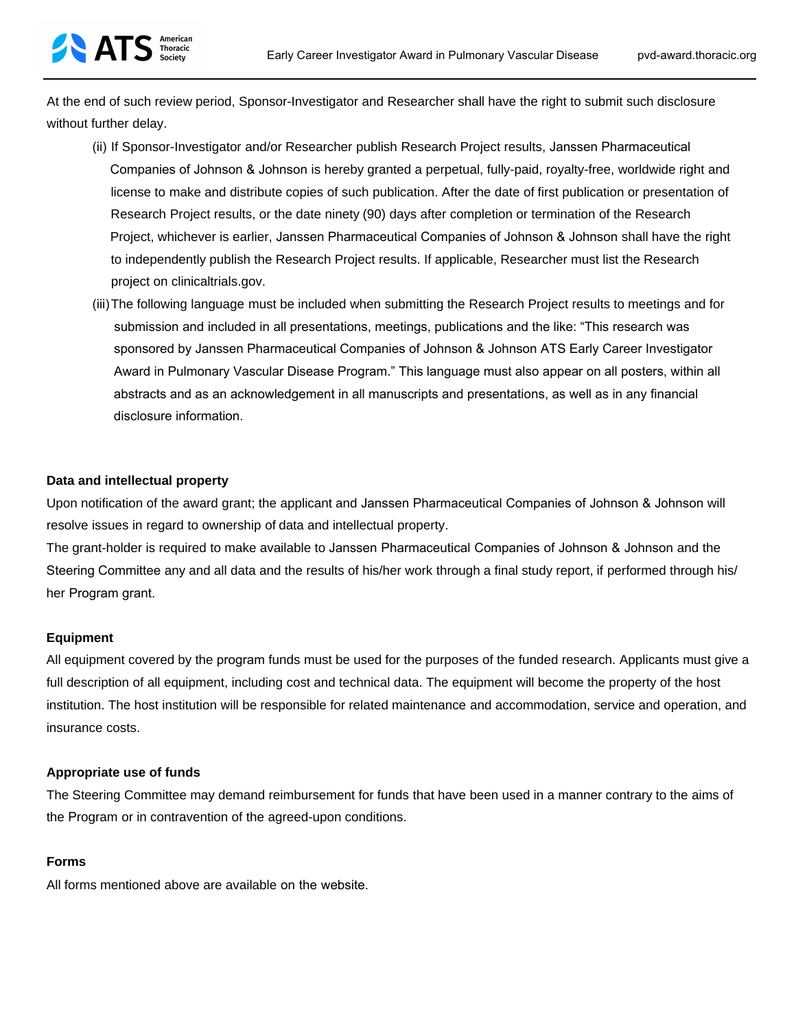At the end of such review period, Sponsor-Investigator and Researcher shall have the right to submit such disclosure without further delay.

(ii) If Sponsor-Investigator and/or Researcher publish Research Project results, Janssen Pharmaceutical Companies of Johnson & Johnson is hereby granted a perpetual, fully-paid, royalty-free, worldwide right and license to make and distribute copies of such publication. After the date of first publication or presentation of Research Project results, or the date ninety (90) days after completion or termination of the Research Project, whichever is earlier, Janssen Pharmaceutical Companies of Johnson & Johnson shall have the right to independently publish the Research Project results. If applicable, Researcher must list the Research project on clinicaltrials.gov.

(iii) The following language must be included when submitting the Research Project results to meetings and for submission and included in all presentations, meetings, publications and the like: "This research was sponsored by Janssen Pharmaceutical Companies of Johnson & Johnson ATS Early Career Investigator Award in Pulmonary Vascular Disease Program." This language must also appear on all posters, within all abstracts and as an acknowledgement in all manuscripts and presentations, as well as in any financial disclosure information.

**Data and intellectual property**

Upon notification of the award grant; the applicant and Janssen Pharmaceutical Companies of Johnson & Johnson will resolve issues in regard to ownership of data and intellectual property.

The grant-holder is required to make available to Janssen Pharmaceutical Companies of Johnson & Johnson and the Steering Committee any and all data and the results of his/her work through a final study report, if performed through his/her Program grant.

**Equipment**

All equipment covered by the program funds must be used for the purposes of the funded research. Applicants must give a full description of all equipment, including cost and technical data. The equipment will become the property of the host institution. The host institution will be responsible for related maintenance and accommodation, service and operation, and insurance costs.

**Appropriate use of funds**

The Steering Committee may demand reimbursement for funds that have been used in a manner contrary to the aims of the Program or in contravention of the agreed-upon conditions.

**Forms**

All forms mentioned above are available on the website.